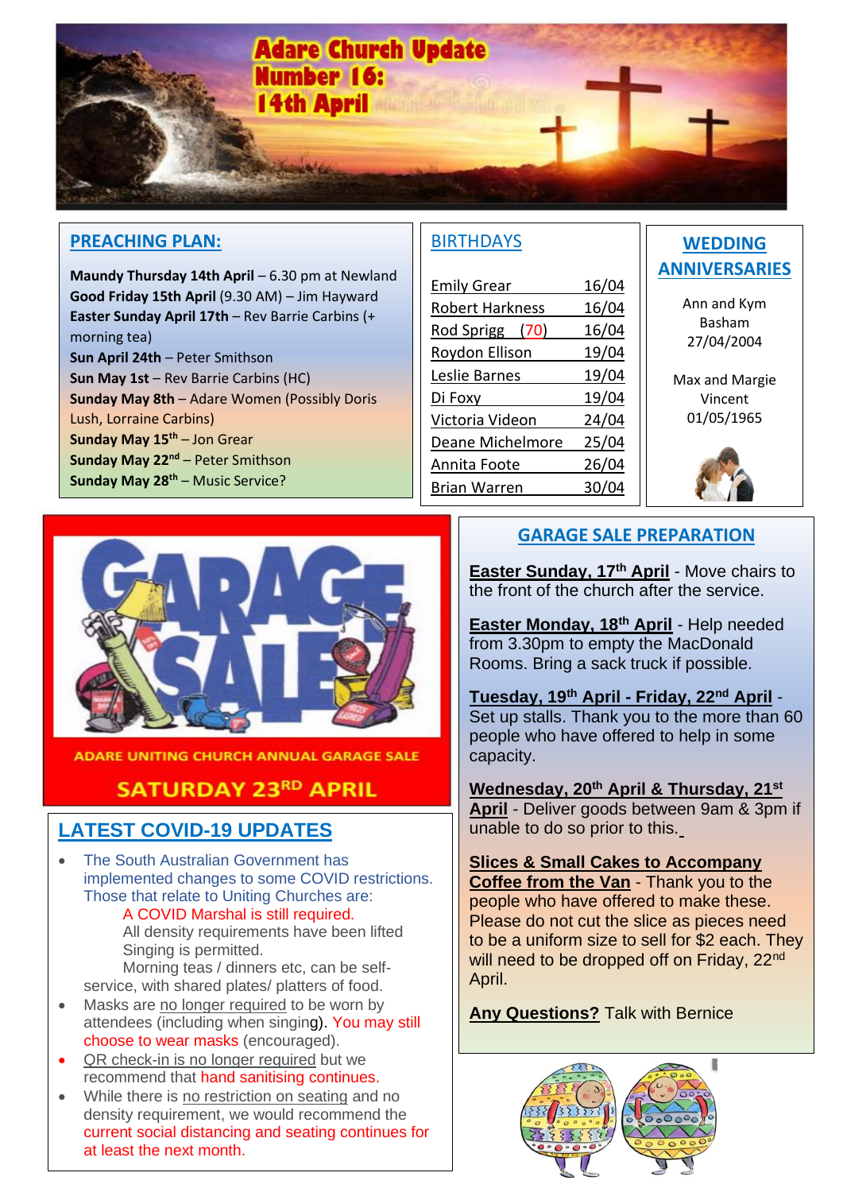# Adare Church Update Number 16: 14th April

## PREACHING PLAN:

**Maundy Thursday 14th April** – 6.30 pm at Newland
**Good Friday 15th April** (9.30 AM) – Jim Hayward
**Easter Sunday April 17th** – Rev Barrie Carbins (+ morning tea)
**Sun April 24th** – Peter Smithson
**Sun May 1st** – Rev Barrie Carbins (HC)
**Sunday May 8th** – Adare Women (Possibly Doris Lush, Lorraine Carbins)
**Sunday May 15th** – Jon Grear
**Sunday May 22nd** – Peter Smithson
**Sunday May 28th** – Music Service?

## BIRTHDAYS

| Name | Date |
|---|---|
| Emily Grear | 16/04 |
| Robert Harkness | 16/04 |
| Rod Sprigg (70) | 16/04 |
| Roydon Ellison | 19/04 |
| Leslie Barnes | 19/04 |
| Di Foxy | 19/04 |
| Victoria Videon | 24/04 |
| Deane Michelmore | 25/04 |
| Annita Foote | 26/04 |
| Brian Warren | 30/04 |

## WEDDING ANNIVERSARIES

Ann and Kym Basham
27/04/2004

Max and Margie Vincent
01/05/1965

ADARE UNITING CHURCH ANNUAL GARAGE SALE

SATURDAY 23RD APRIL

## LATEST COVID-19 UPDATES

- The South Australian Government has implemented changes to some COVID restrictions. Those that relate to Uniting Churches are:
  - A COVID Marshal is still required.
  - All density requirements have been lifted
  - Singing is permitted.
  - Morning teas / dinners etc, can be self-service, with shared plates/ platters of food.
- Masks are no longer required to be worn by attendees (including when singing). You may still choose to wear masks (encouraged).
- QR check-in is no longer required but we recommend that hand sanitising continues.
- While there is no restriction on seating and no density requirement, we would recommend the current social distancing and seating continues for at least the next month.

## GARAGE SALE PREPARATION

**Easter Sunday, 17th April** - Move chairs to the front of the church after the service.

**Easter Monday, 18th April** - Help needed from 3.30pm to empty the MacDonald Rooms. Bring a sack truck if possible.

**Tuesday, 19th April - Friday, 22nd April** - Set up stalls. Thank you to the more than 60 people who have offered to help in some capacity.

**Wednesday, 20th April & Thursday, 21st April** - Deliver goods between 9am & 3pm if unable to do so prior to this.

**Slices & Small Cakes to Accompany Coffee from the Van** - Thank you to the people who have offered to make these. Please do not cut the slice as pieces need to be a uniform size to sell for $2 each. They will need to be dropped off on Friday, 22nd April.

**Any Questions?** Talk with Bernice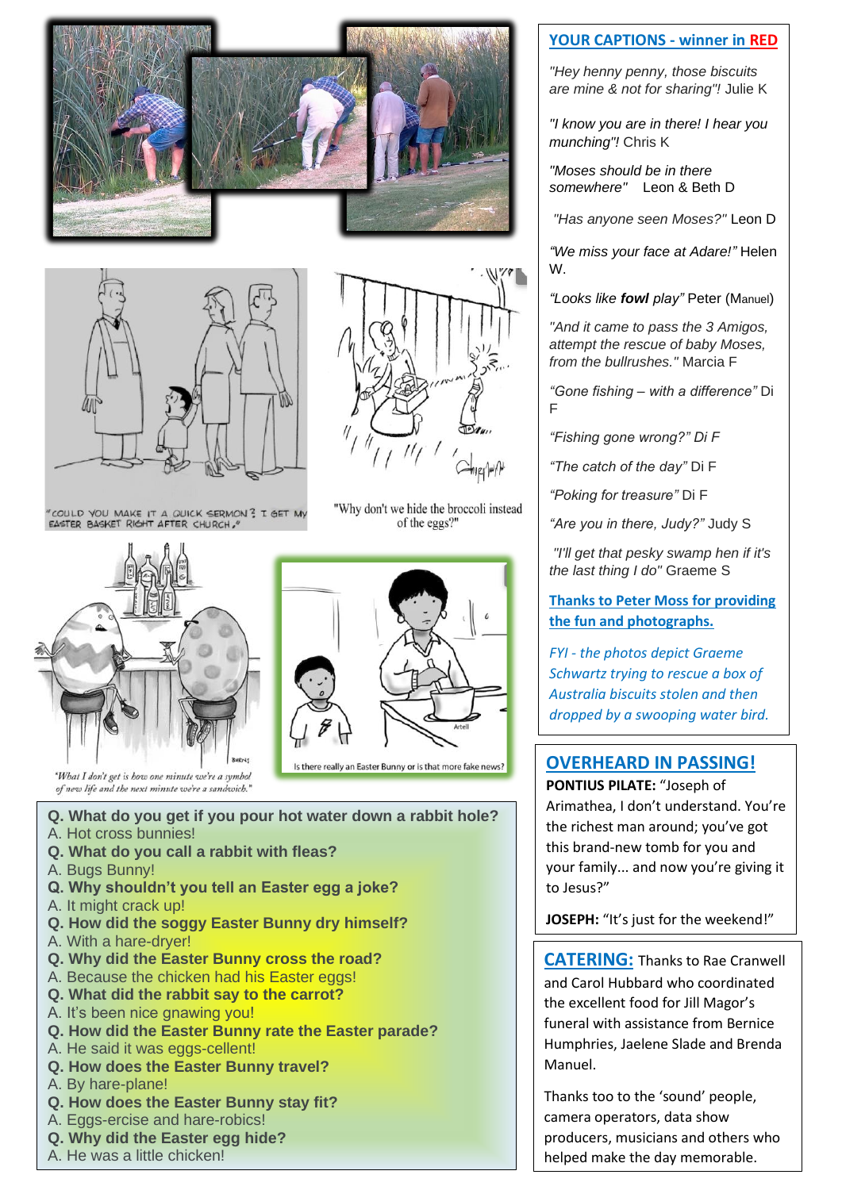"COULD YOU MAKE IT A QUICK SERMON? I GET MY EASTER BASKET RIGHT AFTER CHURCH."

"Why don't we hide the broccoli instead of the eggs?"

"What I don't get is how one minute we're a symbol of new life and the next minute we're a sandwich."

Is there really an Easter Bunny or is that more fake news?

**Q. What do you get if you pour hot water down a rabbit hole?**
A. Hot cross bunnies!
**Q. What do you call a rabbit with fleas?**
A. Bugs Bunny!
**Q. Why shouldn't you tell an Easter egg a joke?**
A. It might crack up!
**Q. How did the soggy Easter Bunny dry himself?**
A. With a hare-dryer!
**Q. Why did the Easter Bunny cross the road?**
A. Because the chicken had his Easter eggs!
**Q. What did the rabbit say to the carrot?**
A. It's been nice gnawing you!
**Q. How did the Easter Bunny rate the Easter parade?**
A. He said it was eggs-cellent!
**Q. How does the Easter Bunny travel?**
A. By hare-plane!
**Q. How does the Easter Bunny stay fit?**
A. Eggs-ercise and hare-robics!
**Q. Why did the Easter egg hide?**
A. He was a little chicken!

## YOUR CAPTIONS - winner in RED

*"Hey henny penny, those biscuits are mine & not for sharing"!* Julie K

*"I know you are in there! I hear you munching"!* Chris K

*"Moses should be in there somewhere"* Leon & Beth D

*"Has anyone seen Moses?"* Leon D

*"We miss your face at Adare!"* Helen W.

*"Looks like **fowl** play"* Peter (Manuel)

*"And it came to pass the 3 Amigos, attempt the rescue of baby Moses, from the bullrushes."* Marcia F

*"Gone fishing – with a difference"* Di F

*"Fishing gone wrong?" Di F*

*"The catch of the day"* Di F

*"Poking for treasure"* Di F

*"Are you in there, Judy?"* Judy S

*"I'll get that pesky swamp hen if it's the last thing I do"* Graeme S

**Thanks to Peter Moss for providing the fun and photographs.**

*FYI - the photos depict Graeme Schwartz trying to rescue a box of Australia biscuits stolen and then dropped by a swooping water bird.*

## OVERHEARD IN PASSING!

**PONTIUS PILATE:** "Joseph of Arimathea, I don't understand. You're the richest man around; you've got this brand-new tomb for you and your family... and now you're giving it to Jesus?"

**JOSEPH:** "It's just for the weekend!"

## CATERING:

Thanks to Rae Cranwell and Carol Hubbard who coordinated the excellent food for Jill Magor's funeral with assistance from Bernice Humphries, Jaelene Slade and Brenda Manuel.

Thanks too to the 'sound' people, camera operators, data show producers, musicians and others who helped make the day memorable.